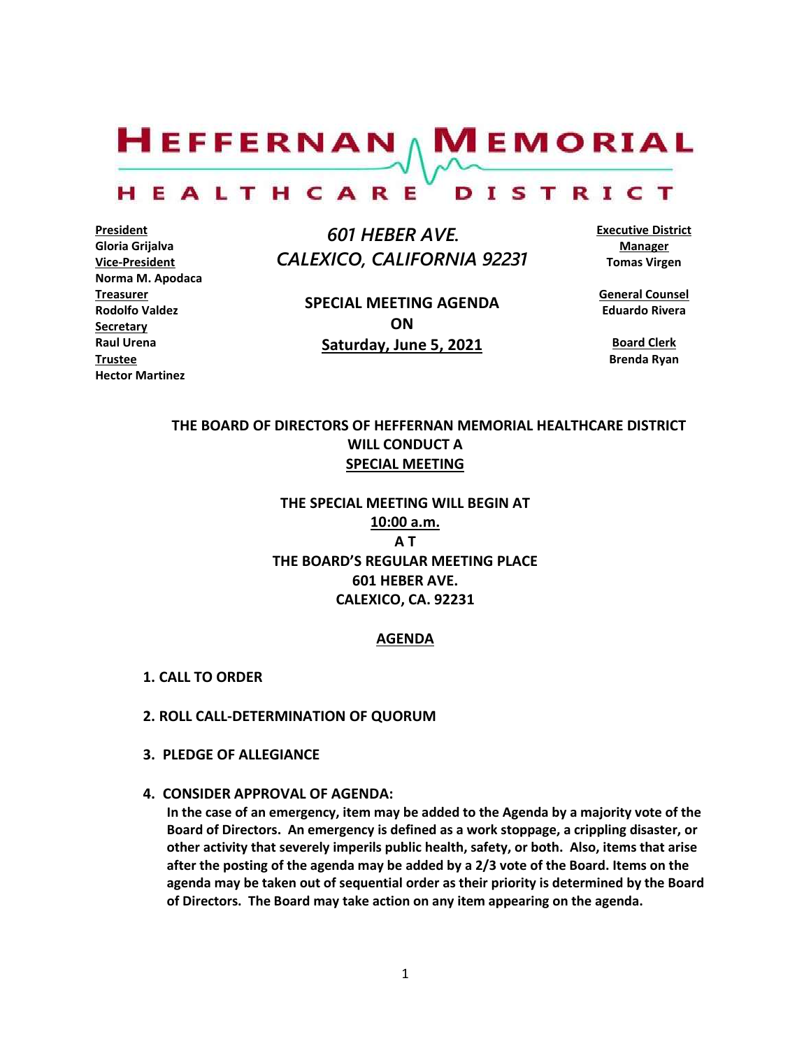# HEFFERNAN MEMORIAL

## HEALTHCARE DISTRICT

**President**
**Gloria Grijalva**
**Vice-President**
**Norma M. Apodaca**
**Treasurer**
**Rodolfo Valdez**
**Secretary**
**Raul Urena**
**Trustee**
**Hector Martinez**

*601 HEBER AVE.*
*CALEXICO, CALIFORNIA 92231*

**SPECIAL MEETING AGENDA**
**ON**
**Saturday, June 5, 2021**

**Executive District Manager**
**Tomas Virgen**

**General Counsel**
**Eduardo Rivera**

**Board Clerk**
**Brenda Ryan**

**THE BOARD OF DIRECTORS OF HEFFERNAN MEMORIAL HEALTHCARE DISTRICT WILL CONDUCT A SPECIAL MEETING**

**THE SPECIAL MEETING WILL BEGIN AT**
**10:00 a.m.**
**A T**
**THE BOARD'S REGULAR MEETING PLACE**
**601 HEBER AVE.**
**CALEXICO, CA. 92231**

## AGENDA

**1. CALL TO ORDER**

**2. ROLL CALL-DETERMINATION OF QUORUM**

**3. PLEDGE OF ALLEGIANCE**

**4. CONSIDER APPROVAL OF AGENDA:**
**In the case of an emergency, item may be added to the Agenda by a majority vote of the Board of Directors. An emergency is defined as a work stoppage, a crippling disaster, or other activity that severely imperils public health, safety, or both. Also, items that arise after the posting of the agenda may be added by a 2/3 vote of the Board. Items on the agenda may be taken out of sequential order as their priority is determined by the Board of Directors. The Board may take action on any item appearing on the agenda.**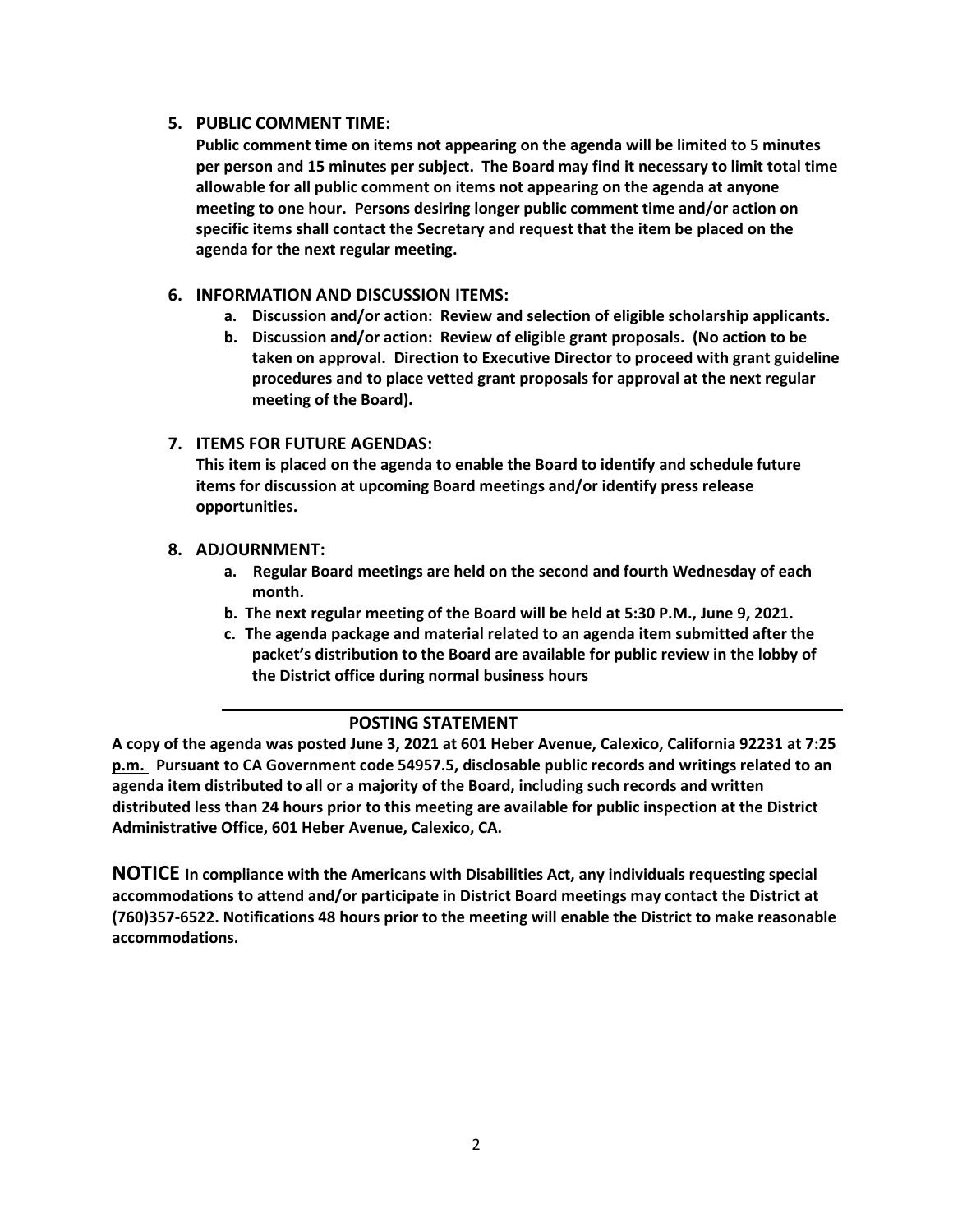5. **PUBLIC COMMENT TIME:**

   **Public comment time on items not appearing on the agenda will be limited to 5 minutes per person and 15 minutes per subject. The Board may find it necessary to limit total time allowable for all public comment on items not appearing on the agenda at anyone meeting to one hour. Persons desiring longer public comment time and/or action on specific items shall contact the Secretary and request that the item be placed on the agenda for the next regular meeting.**

6. **INFORMATION AND DISCUSSION ITEMS:**
   a. **Discussion and/or action: Review and selection of eligible scholarship applicants.**
   b. **Discussion and/or action: Review of eligible grant proposals. (No action to be taken on approval. Direction to Executive Director to proceed with grant guideline procedures and to place vetted grant proposals for approval at the next regular meeting of the Board).**

7. **ITEMS FOR FUTURE AGENDAS:**

   **This item is placed on the agenda to enable the Board to identify and schedule future items for discussion at upcoming Board meetings and/or identify press release opportunities.**

8. **ADJOURNMENT:**
   a. **Regular Board meetings are held on the second and fourth Wednesday of each month.**
   b. **The next regular meeting of the Board will be held at 5:30 P.M., June 9, 2021.**
   c. **The agenda package and material related to an agenda item submitted after the packet's distribution to the Board are available for public review in the lobby of the District office during normal business hours**

---

**POSTING STATEMENT**

**A copy of the agenda was posted June 3, 2021 at 601 Heber Avenue, Calexico, California 92231 at 7:25 p.m. Pursuant to CA Government code 54957.5, disclosable public records and writings related to an agenda item distributed to all or a majority of the Board, including such records and written distributed less than 24 hours prior to this meeting are available for public inspection at the District Administrative Office, 601 Heber Avenue, Calexico, CA.**

**NOTICE In compliance with the Americans with Disabilities Act, any individuals requesting special accommodations to attend and/or participate in District Board meetings may contact the District at (760)357-6522. Notifications 48 hours prior to the meeting will enable the District to make reasonable accommodations.**